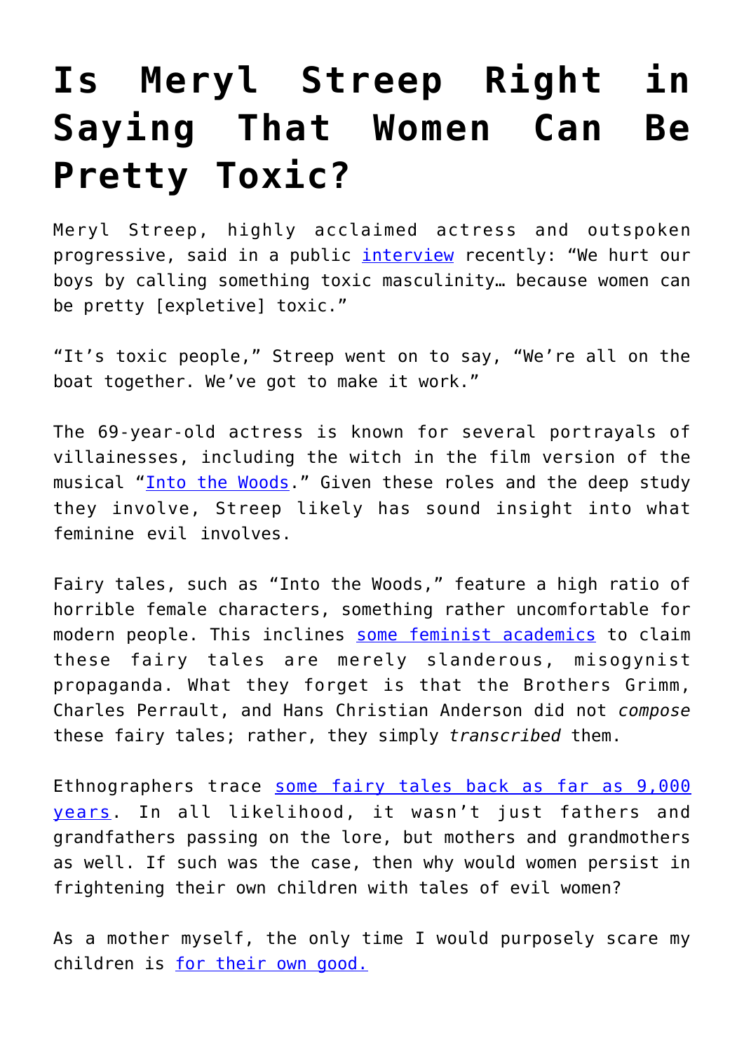# Is Meryl Streep Right in Saying That Women Can Be Pretty Toxic?

Meryl Streep, highly acclaimed actress and outspoken progressive, said in a public interview recently: "We hurt our boys by calling something toxic masculinity… because women can be pretty [expletive] toxic."

"It's toxic people," Streep went on to say, "We're all on the boat together. We've got to make it work."

The 69-year-old actress is known for several portrayals of villainesses, including the witch in the film version of the musical "Into the Woods." Given these roles and the deep study they involve, Streep likely has sound insight into what feminine evil involves.

Fairy tales, such as "Into the Woods," feature a high ratio of horrible female characters, something rather uncomfortable for modern people. This inclines some feminist academics to claim these fairy tales are merely slanderous, misogynist propaganda. What they forget is that the Brothers Grimm, Charles Perrault, and Hans Christian Anderson did not *compose* these fairy tales; rather, they simply *transcribed* them.

Ethnographers trace some fairy tales back as far as 9,000 years. In all likelihood, it wasn't just fathers and grandfathers passing on the lore, but mothers and grandmothers as well. If such was the case, then why would women persist in frightening their own children with tales of evil women?

As a mother myself, the only time I would purposely scare my children is for their own good.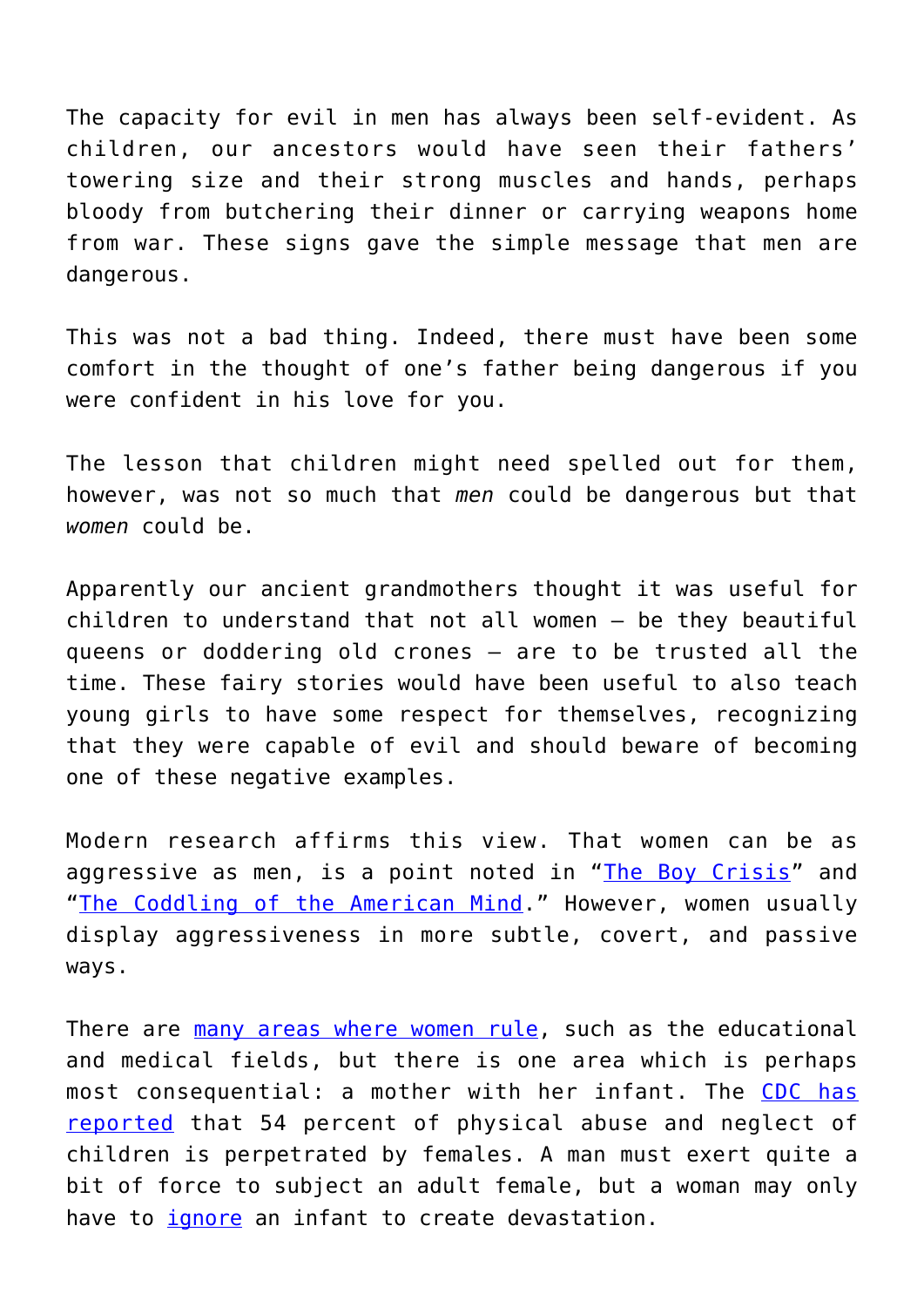The capacity for evil in men has always been self-evident. As children, our ancestors would have seen their fathers' towering size and their strong muscles and hands, perhaps bloody from butchering their dinner or carrying weapons home from war. These signs gave the simple message that men are dangerous.

This was not a bad thing. Indeed, there must have been some comfort in the thought of one's father being dangerous if you were confident in his love for you.

The lesson that children might need spelled out for them, however, was not so much that *men* could be dangerous but that *women* could be.

Apparently our ancient grandmothers thought it was useful for children to understand that not all women – be they beautiful queens or doddering old crones – are to be trusted all the time. These fairy stories would have been useful to also teach young girls to have some respect for themselves, recognizing that they were capable of evil and should beware of becoming one of these negative examples.

Modern research affirms this view. That women can be as aggressive as men, is a point noted in "The Boy Crisis" and "The Coddling of the American Mind." However, women usually display aggressiveness in more subtle, covert, and passive ways.

There are many areas where women rule, such as the educational and medical fields, but there is one area which is perhaps most consequential: a mother with her infant. The CDC has reported that 54 percent of physical abuse and neglect of children is perpetrated by females. A man must exert quite a bit of force to subject an adult female, but a woman may only have to ignore an infant to create devastation.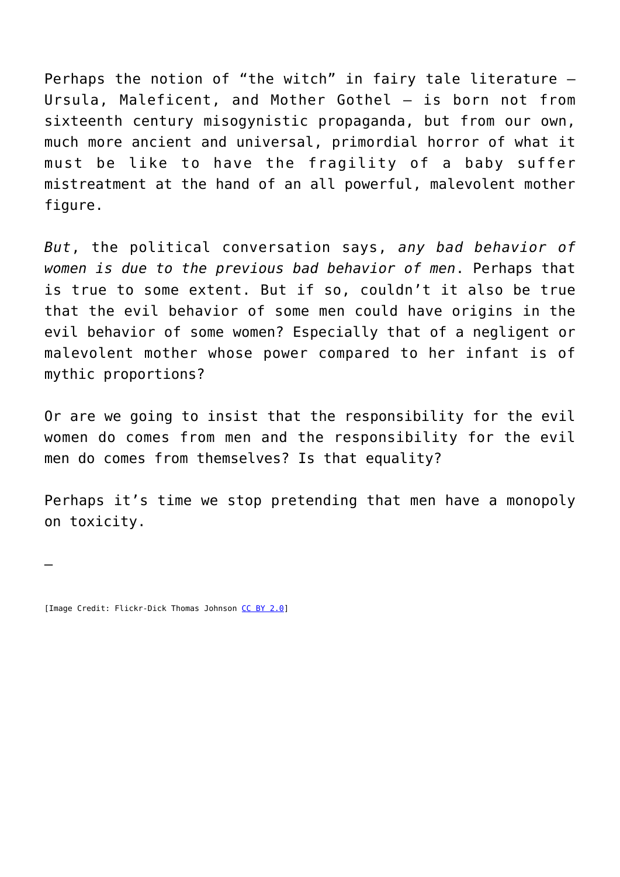Perhaps the notion of "the witch" in fairy tale literature — Ursula, Maleficent, and Mother Gothel — is born not from sixteenth century misogynistic propaganda, but from our own, much more ancient and universal, primordial horror of what it must be like to have the fragility of a baby suffer mistreatment at the hand of an all powerful, malevolent mother figure.

*But*, the political conversation says, *any bad behavior of women is due to the previous bad behavior of men*. Perhaps that is true to some extent. But if so, couldn't it also be true that the evil behavior of some men could have origins in the evil behavior of some women? Especially that of a negligent or malevolent mother whose power compared to her infant is of mythic proportions?

Or are we going to insist that the responsibility for the evil women do comes from men and the responsibility for the evil men do comes from themselves? Is that equality?

Perhaps it's time we stop pretending that men have a monopoly on toxicity.

—

[Image Credit: Flickr-Dick Thomas Johnson CC BY 2.0]